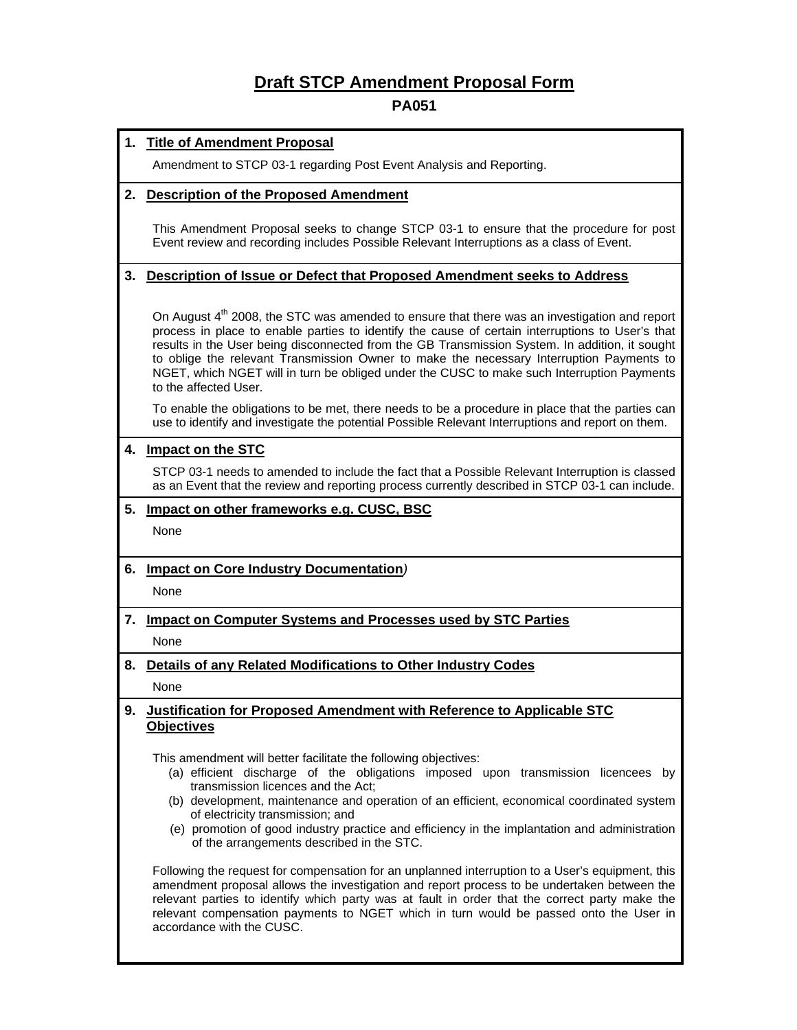# Draft STCP Amendment Proposal Form

## PA051

### 1. Title of Amendment Proposal

Amendment to STCP 03-1 regarding Post Event Analysis and Reporting.

### 2. Description of the Proposed Amendment

This Amendment Proposal seeks to change STCP 03-1 to ensure that the procedure for post Event review and recording includes Possible Relevant Interruptions as a class of Event.

### 3. Description of Issue or Defect that Proposed Amendment seeks to Address

On August 4th 2008, the STC was amended to ensure that there was an investigation and report process in place to enable parties to identify the cause of certain interruptions to User's that results in the User being disconnected from the GB Transmission System. In addition, it sought to oblige the relevant Transmission Owner to make the necessary Interruption Payments to NGET, which NGET will in turn be obliged under the CUSC to make such Interruption Payments to the affected User.

To enable the obligations to be met, there needs to be a procedure in place that the parties can use to identify and investigate the potential Possible Relevant Interruptions and report on them.

### 4. Impact on the STC

STCP 03-1 needs to amended to include the fact that a Possible Relevant Interruption is classed as an Event that the review and reporting process currently described in STCP 03-1 can include.

### 5. Impact on other frameworks e.g. CUSC, BSC

None

### 6. Impact on Core Industry Documentation)

None

### 7. Impact on Computer Systems and Processes used by STC Parties

None

### 8. Details of any Related Modifications to Other Industry Codes

None

### 9. Justification for Proposed Amendment with Reference to Applicable STC Objectives

This amendment will better facilitate the following objectives:

(a) efficient discharge of the obligations imposed upon transmission licencees by transmission licences and the Act;
(b) development, maintenance and operation of an efficient, economical coordinated system of electricity transmission; and
(e) promotion of good industry practice and efficiency in the implantation and administration of the arrangements described in the STC.

Following the request for compensation for an unplanned interruption to a User's equipment, this amendment proposal allows the investigation and report process to be undertaken between the relevant parties to identify which party was at fault in order that the correct party make the relevant compensation payments to NGET which in turn would be passed onto the User in accordance with the CUSC.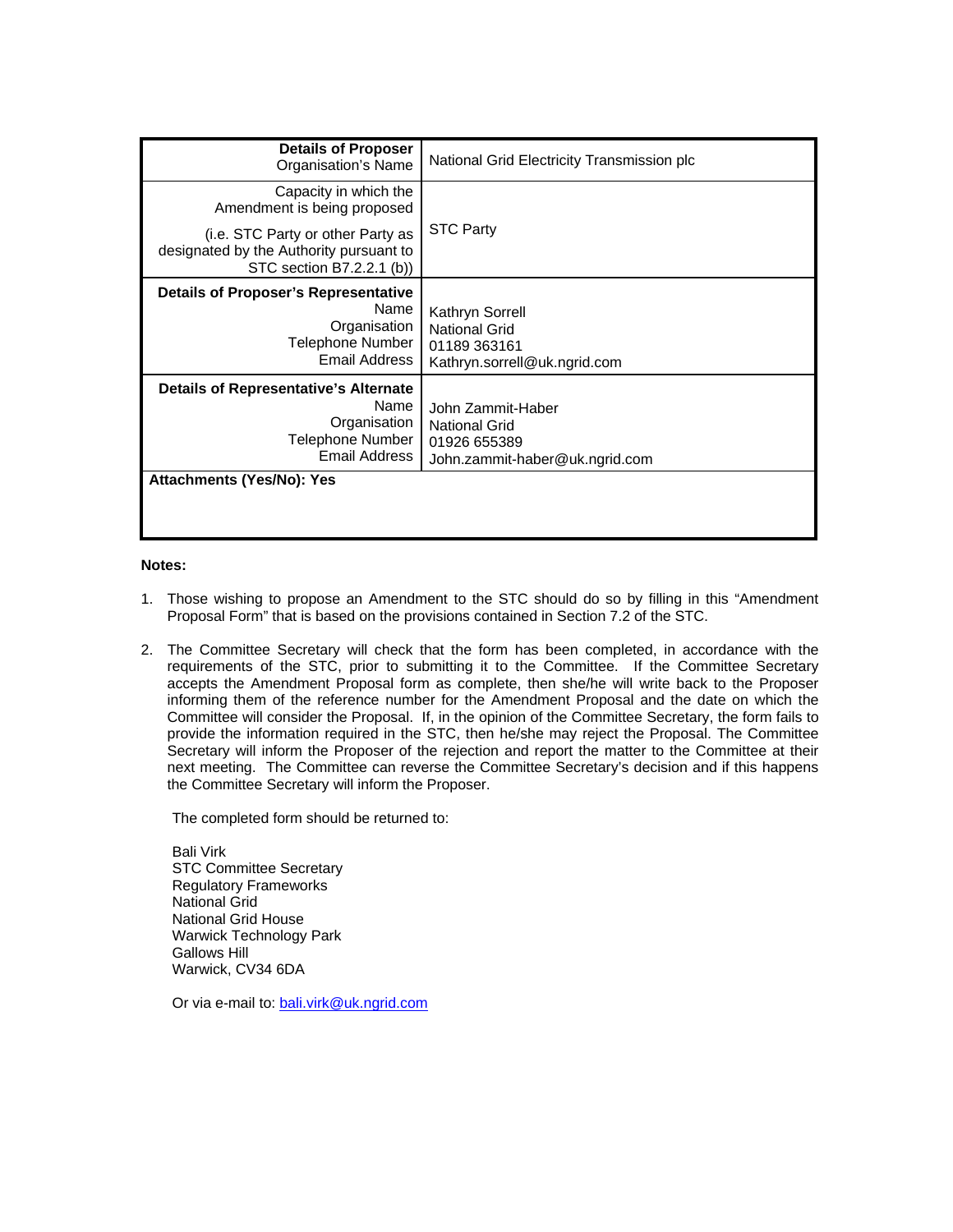| | |
|---|---|
| **Details of Proposer**<br>Organisation's Name | National Grid Electricity Transmission plc |
| Capacity in which the Amendment is being proposed<br><br>(i.e. STC Party or other Party as designated by the Authority pursuant to STC section B7.2.2.1 (b)) | STC Party |
| **Details of Proposer's Representative**<br>Name<br>Organisation<br>Telephone Number<br>Email Address | Kathryn Sorrell<br>National Grid<br>01189 363161<br>Kathryn.sorrell@uk.ngrid.com |
| **Details of Representative's Alternate**<br>Name<br>Organisation<br>Telephone Number<br>Email Address | John Zammit-Haber<br>National Grid<br>01926 655389<br>John.zammit-haber@uk.ngrid.com |
| **Attachments (Yes/No): Yes** | |

**Notes:**

1. Those wishing to propose an Amendment to the STC should do so by filling in this "Amendment Proposal Form" that is based on the provisions contained in Section 7.2 of the STC.

2. The Committee Secretary will check that the form has been completed, in accordance with the requirements of the STC, prior to submitting it to the Committee. If the Committee Secretary accepts the Amendment Proposal form as complete, then she/he will write back to the Proposer informing them of the reference number for the Amendment Proposal and the date on which the Committee will consider the Proposal. If, in the opinion of the Committee Secretary, the form fails to provide the information required in the STC, then he/she may reject the Proposal. The Committee Secretary will inform the Proposer of the rejection and report the matter to the Committee at their next meeting. The Committee can reverse the Committee Secretary's decision and if this happens the Committee Secretary will inform the Proposer.

   The completed form should be returned to:

   Bali Virk
   STC Committee Secretary
   Regulatory Frameworks
   National Grid
   National Grid House
   Warwick Technology Park
   Gallows Hill
   Warwick, CV34 6DA

   Or via e-mail to: bali.virk@uk.ngrid.com